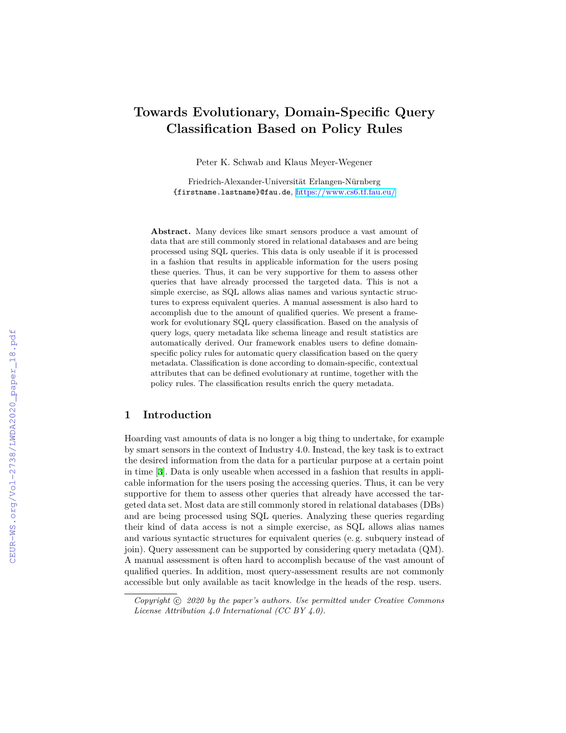# Towards Evolutionary, Domain-Specific Query Classification Based on Policy Rules

Peter K. Schwab and Klaus Meyer-Wegener

Friedrich-Alexander-Universität Erlangen-Nürnberg
{firstname.lastname}@fau.de, https://www.cs6.tf.fau.eu/

**Abstract.** Many devices like smart sensors produce a vast amount of data that are still commonly stored in relational databases and are being processed using SQL queries. This data is only useable if it is processed in a fashion that results in applicable information for the users posing these queries. Thus, it can be very supportive for them to assess other queries that have already processed the targeted data. This is not a simple exercise, as SQL allows alias names and various syntactic structures to express equivalent queries. A manual assessment is also hard to accomplish due to the amount of qualified queries. We present a framework for evolutionary SQL query classification. Based on the analysis of query logs, query metadata like schema lineage and result statistics are automatically derived. Our framework enables users to define domain-specific policy rules for automatic query classification based on the query metadata. Classification is done according to domain-specific, contextual attributes that can be defined evolutionary at runtime, together with the policy rules. The classification results enrich the query metadata.

## 1 Introduction

Hoarding vast amounts of data is no longer a big thing to undertake, for example by smart sensors in the context of Industry 4.0. Instead, the key task is to extract the desired information from the data for a particular purpose at a certain point in time [3]. Data is only useable when accessed in a fashion that results in applicable information for the users posing the accessing queries. Thus, it can be very supportive for them to assess other queries that already have accessed the targeted data set. Most data are still commonly stored in relational databases (DBs) and are being processed using SQL queries. Analyzing these queries regarding their kind of data access is not a simple exercise, as SQL allows alias names and various syntactic structures for equivalent queries (e. g. subquery instead of join). Query assessment can be supported by considering query metadata (QM). A manual assessment is often hard to accomplish because of the vast amount of qualified queries. In addition, most query-assessment results are not commonly accessible but only available as tacit knowledge in the heads of the resp. users.

*Copyright © 2020 by the paper's authors. Use permitted under Creative Commons License Attribution 4.0 International (CC BY 4.0).*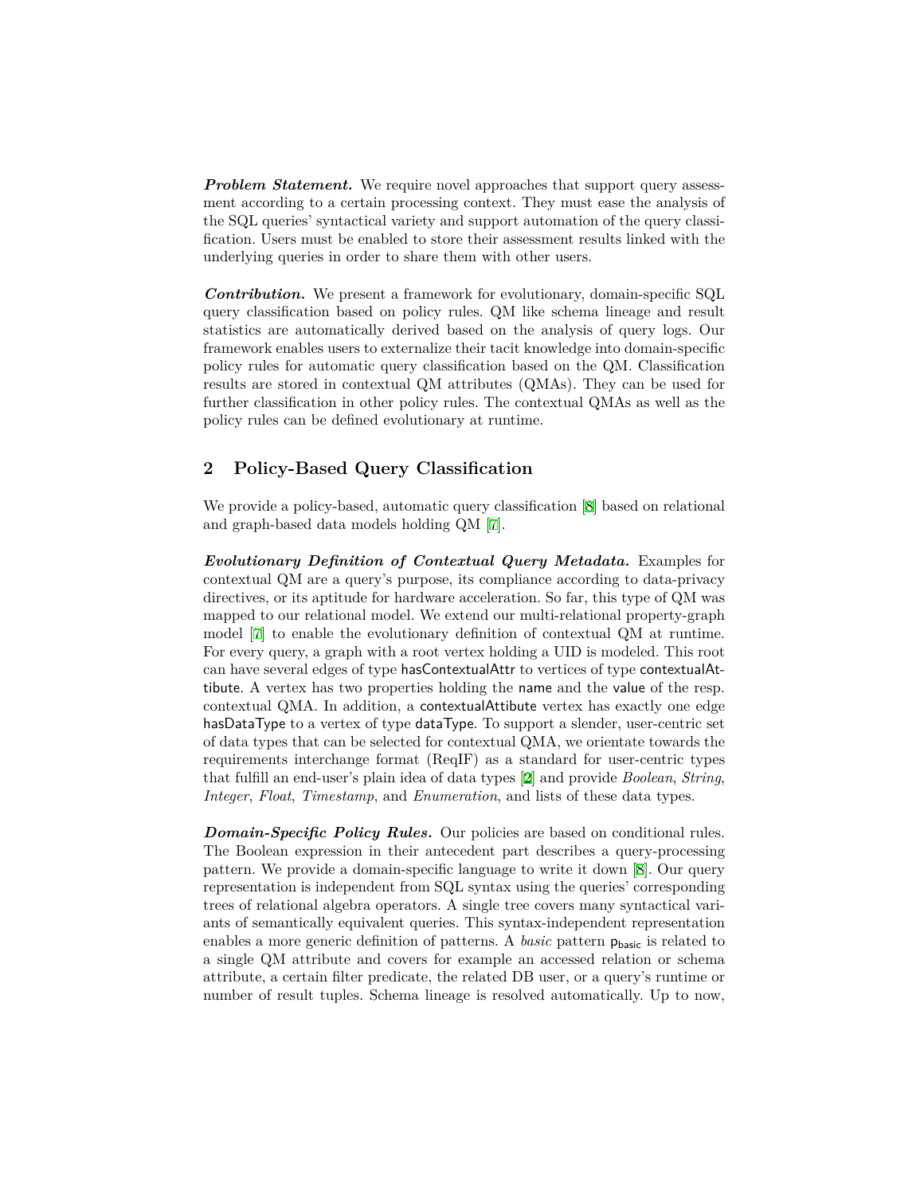***Problem Statement.*** We require novel approaches that support query assessment according to a certain processing context. They must ease the analysis of the SQL queries' syntactical variety and support automation of the query classification. Users must be enabled to store their assessment results linked with the underlying queries in order to share them with other users.

***Contribution.*** We present a framework for evolutionary, domain-specific SQL query classification based on policy rules. QM like schema lineage and result statistics are automatically derived based on the analysis of query logs. Our framework enables users to externalize their tacit knowledge into domain-specific policy rules for automatic query classification based on the QM. Classification results are stored in contextual QM attributes (QMAs). They can be used for further classification in other policy rules. The contextual QMAs as well as the policy rules can be defined evolutionary at runtime.

## 2 Policy-Based Query Classification

We provide a policy-based, automatic query classification [8] based on relational and graph-based data models holding QM [7].

***Evolutionary Definition of Contextual Query Metadata.*** Examples for contextual QM are a query's purpose, its compliance according to data-privacy directives, or its aptitude for hardware acceleration. So far, this type of QM was mapped to our relational model. We extend our multi-relational property-graph model [7] to enable the evolutionary definition of contextual QM at runtime. For every query, a graph with a root vertex holding a UID is modeled. This root can have several edges of type hasContextualAttr to vertices of type contextualAttibute. A vertex has two properties holding the name and the value of the resp. contextual QMA. In addition, a contextualAttibute vertex has exactly one edge hasDataType to a vertex of type dataType. To support a slender, user-centric set of data types that can be selected for contextual QMA, we orientate towards the requirements interchange format (ReqIF) as a standard for user-centric types that fulfill an end-user's plain idea of data types [2] and provide *Boolean*, *String*, *Integer*, *Float*, *Timestamp*, and *Enumeration*, and lists of these data types.

***Domain-Specific Policy Rules.*** Our policies are based on conditional rules. The Boolean expression in their antecedent part describes a query-processing pattern. We provide a domain-specific language to write it down [8]. Our query representation is independent from SQL syntax using the queries' corresponding trees of relational algebra operators. A single tree covers many syntactical variants of semantically equivalent queries. This syntax-independent representation enables a more generic definition of patterns. A *basic* pattern $\mathsf{p}_{\mathsf{basic}}$ is related to a single QM attribute and covers for example an accessed relation or schema attribute, a certain filter predicate, the related DB user, or a query's runtime or number of result tuples. Schema lineage is resolved automatically. Up to now,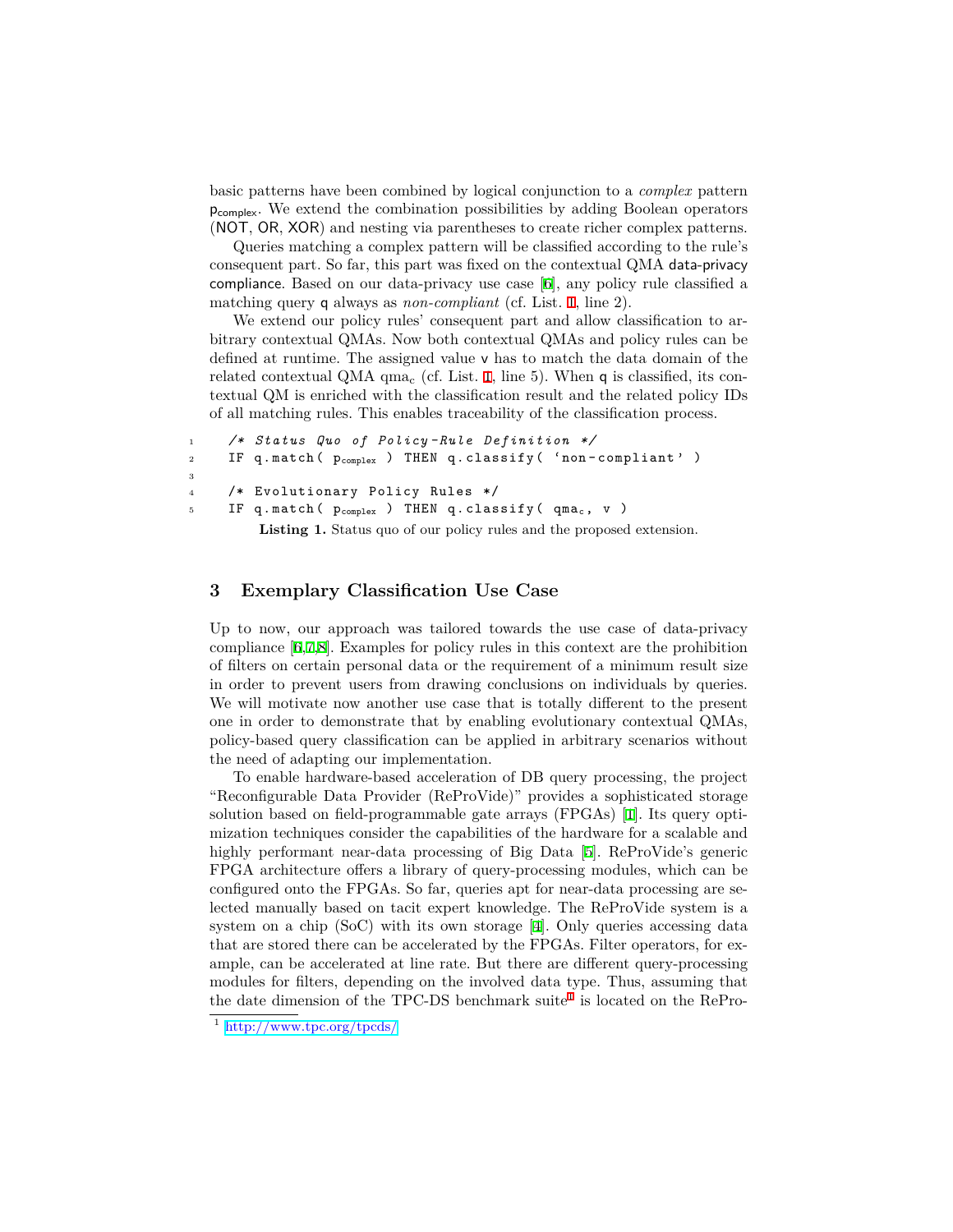basic patterns have been combined by logical conjunction to a *complex* pattern $p_{complex}$. We extend the combination possibilities by adding Boolean operators (NOT, OR, XOR) and nesting via parentheses to create richer complex patterns.

Queries matching a complex pattern will be classified according to the rule's consequent part. So far, this part was fixed on the contextual QMA data-privacy compliance. Based on our data-privacy use case [6], any policy rule classified a matching query q always as *non-compliant* (cf. List. 1, line 2).

We extend our policy rules' consequent part and allow classification to arbitrary contextual QMAs. Now both contextual QMAs and policy rules can be defined at runtime. The assigned value v has to match the data domain of the related contextual QMA $qma_c$ (cf. List. 1, line 5). When q is classified, its contextual QM is enriched with the classification result and the related policy IDs of all matching rules. This enables traceability of the classification process.

```
1   /* Status Quo of Policy-Rule Definition */
2   IF q.match( p_complex ) THEN q.classify( 'non-compliant' )
3
4   /* Evolutionary Policy Rules */
5   IF q.match( p_complex ) THEN q.classify( qma_c, v )
```

**Listing 1.** Status quo of our policy rules and the proposed extension.

## 3 Exemplary Classification Use Case

Up to now, our approach was tailored towards the use case of data-privacy compliance [6,7,8]. Examples for policy rules in this context are the prohibition of filters on certain personal data or the requirement of a minimum result size in order to prevent users from drawing conclusions on individuals by queries. We will motivate now another use case that is totally different to the present one in order to demonstrate that by enabling evolutionary contextual QMAs, policy-based query classification can be applied in arbitrary scenarios without the need of adapting our implementation.

To enable hardware-based acceleration of DB query processing, the project "Reconfigurable Data Provider (ReProVide)" provides a sophisticated storage solution based on field-programmable gate arrays (FPGAs) [1]. Its query optimization techniques consider the capabilities of the hardware for a scalable and highly performant near-data processing of Big Data [5]. ReProVide's generic FPGA architecture offers a library of query-processing modules, which can be configured onto the FPGAs. So far, queries apt for near-data processing are selected manually based on tacit expert knowledge. The ReProVide system is a system on a chip (SoC) with its own storage [4]. Only queries accessing data that are stored there can be accelerated by the FPGAs. Filter operators, for example, can be accelerated at line rate. But there are different query-processing modules for filters, depending on the involved data type. Thus, assuming that the date dimension of the TPC-DS benchmark suite[1] is located on the RePro-

[1] http://www.tpc.org/tpcds/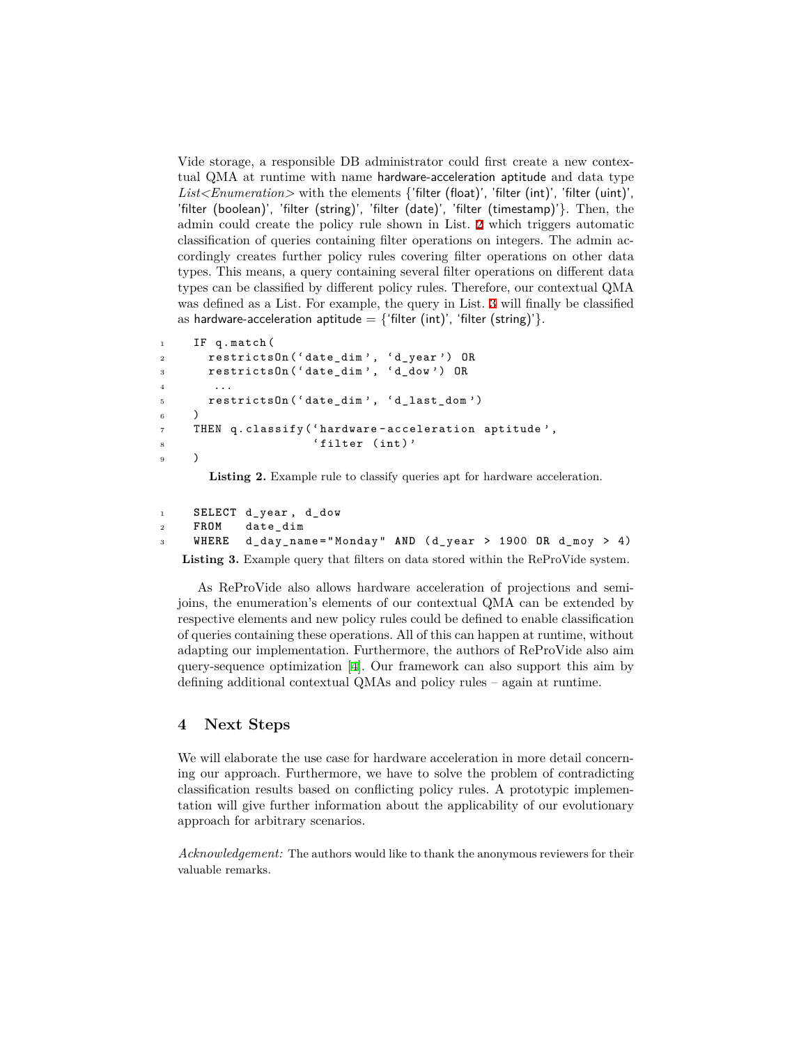Vide storage, a responsible DB administrator could first create a new contextual QMA at runtime with name hardware-acceleration aptitude and data type *List<Enumeration>* with the elements {'filter (float)', 'filter (int)', 'filter (uint)', 'filter (boolean)', 'filter (string)', 'filter (date)', 'filter (timestamp)'}. Then, the admin could create the policy rule shown in List. 2 which triggers automatic classification of queries containing filter operations on integers. The admin accordingly creates further policy rules covering filter operations on other data types. This means, a query containing several filter operations on different data types can be classified by different policy rules. Therefore, our contextual QMA was defined as a List. For example, the query in List. 3 will finally be classified as hardware-acceleration aptitude = {'filter (int)', 'filter (string)'}.

```
IF q.match(
  restrictsOn('date_dim', 'd_year') OR
  restrictsOn('date_dim', 'd_dow') OR
   ...
  restrictsOn('date_dim', 'd_last_dom')
)
THEN q.classify('hardware-acceleration aptitude',
                'filter (int)'
)
```

**Listing 2.** Example rule to classify queries apt for hardware acceleration.

```
SELECT d_year, d_dow
FROM   date_dim
WHERE  d_day_name="Monday" AND (d_year > 1900 OR d_moy > 4)
```

**Listing 3.** Example query that filters on data stored within the ReProVide system.

As ReProVide also allows hardware acceleration of projections and semi-joins, the enumeration's elements of our contextual QMA can be extended by respective elements and new policy rules could be defined to enable classification of queries containing these operations. All of this can happen at runtime, without adapting our implementation. Furthermore, the authors of ReProVide also aim query-sequence optimization [4]. Our framework can also support this aim by defining additional contextual QMAs and policy rules – again at runtime.

## 4 Next Steps

We will elaborate the use case for hardware acceleration in more detail concerning our approach. Furthermore, we have to solve the problem of contradicting classification results based on conflicting policy rules. A prototypic implementation will give further information about the applicability of our evolutionary approach for arbitrary scenarios.

*Acknowledgement:* The authors would like to thank the anonymous reviewers for their valuable remarks.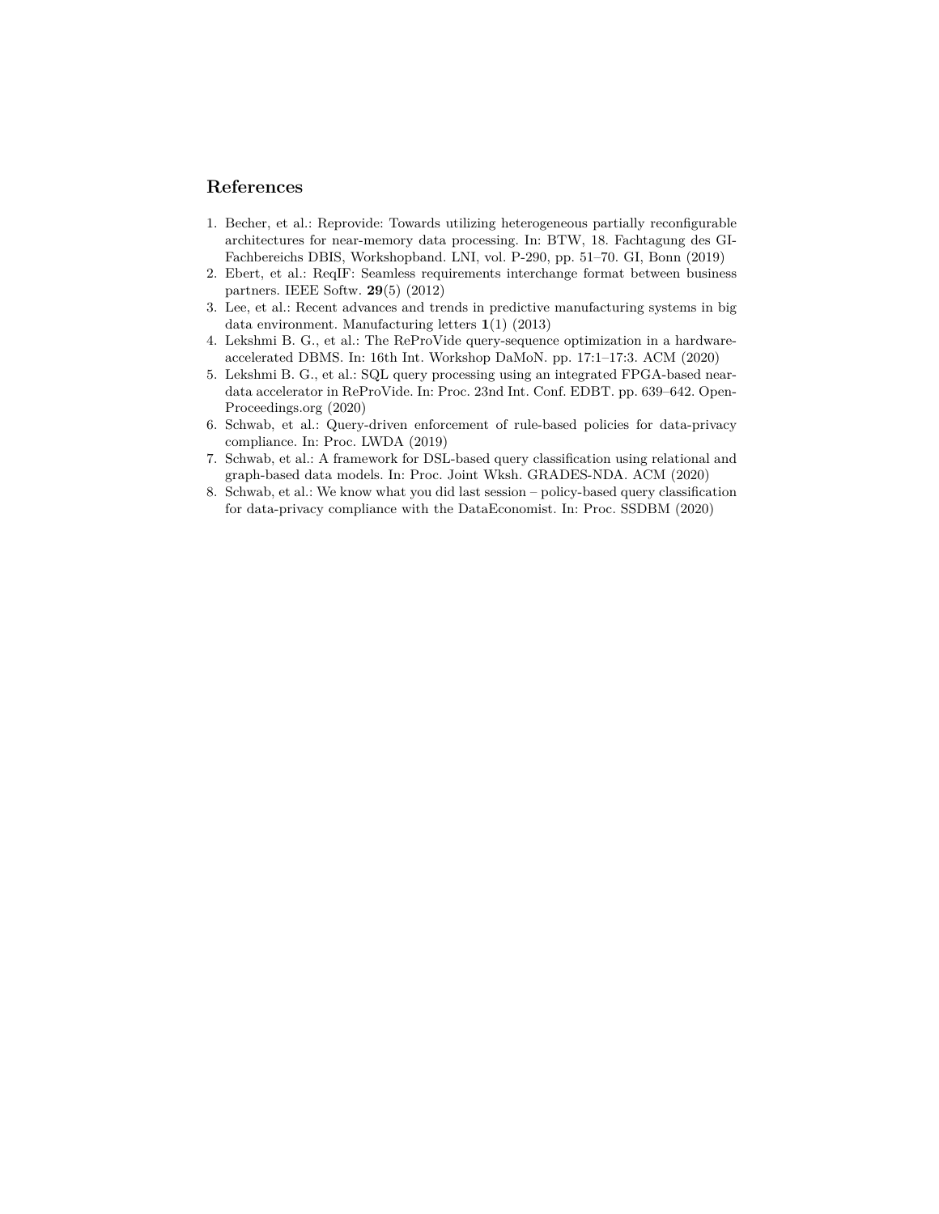## References

1. Becher, et al.: Reprovide: Towards utilizing heterogeneous partially reconfigurable architectures for near-memory data processing. In: BTW, 18. Fachtagung des GI-Fachbereichs DBIS, Workshopband. LNI, vol. P-290, pp. 51–70. GI, Bonn (2019)
2. Ebert, et al.: ReqIF: Seamless requirements interchange format between business partners. IEEE Softw. **29**(5) (2012)
3. Lee, et al.: Recent advances and trends in predictive manufacturing systems in big data environment. Manufacturing letters **1**(1) (2013)
4. Lekshmi B. G., et al.: The ReProVide query-sequence optimization in a hardware-accelerated DBMS. In: 16th Int. Workshop DaMoN. pp. 17:1–17:3. ACM (2020)
5. Lekshmi B. G., et al.: SQL query processing using an integrated FPGA-based near-data accelerator in ReProVide. In: Proc. 23nd Int. Conf. EDBT. pp. 639–642. OpenProceedings.org (2020)
6. Schwab, et al.: Query-driven enforcement of rule-based policies for data-privacy compliance. In: Proc. LWDA (2019)
7. Schwab, et al.: A framework for DSL-based query classification using relational and graph-based data models. In: Proc. Joint Wksh. GRADES-NDA. ACM (2020)
8. Schwab, et al.: We know what you did last session – policy-based query classification for data-privacy compliance with the DataEconomist. In: Proc. SSDBM (2020)